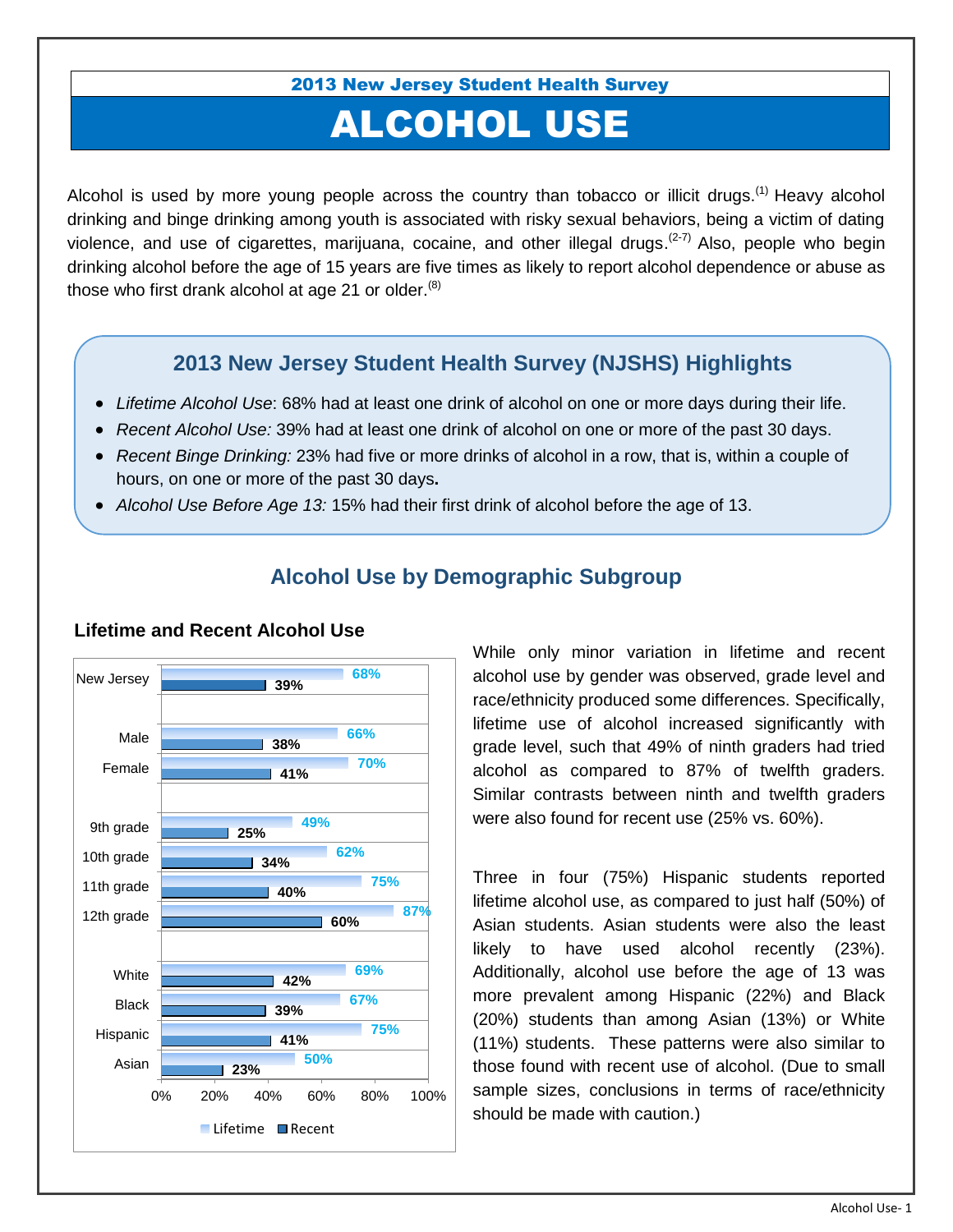2013 New Jersey Student Health Survey

# ALCOHOL USE

Alcohol is used by more young people across the country than tobacco or illicit drugs.[1] Heavy alcohol drinking and binge drinking among youth is associated with risky sexual behaviors, being a victim of dating violence, and use of cigarettes, marijuana, cocaine, and other illegal drugs.[2-7] Also, people who begin drinking alcohol before the age of 15 years are five times as likely to report alcohol dependence or abuse as those who first drank alcohol at age 21 or older.[8]

## 2013 New Jersey Student Health Survey (NJSHS) Highlights

- *Lifetime Alcohol Use*: 68% had at least one drink of alcohol on one or more days during their life.
- *Recent Alcohol Use:* 39% had at least one drink of alcohol on one or more of the past 30 days.
- *Recent Binge Drinking:* 23% had five or more drinks of alcohol in a row, that is, within a couple of hours, on one or more of the past 30 days**.**
- *Alcohol Use Before Age 13:* 15% had their first drink of alcohol before the age of 13.

## Alcohol Use by Demographic Subgroup

### Lifetime and Recent Alcohol Use

| | Lifetime | Recent |
|---|---|---|
| New Jersey | 68% | 39% |
| Male | 66% | 38% |
| Female | 70% | 41% |
| 9th grade | 49% | 25% |
| 10th grade | 62% | 34% |
| 11th grade | 75% | 40% |
| 12th grade | 87% | 60% |
| White | 69% | 42% |
| Black | 67% | 39% |
| Hispanic | 75% | 41% |
| Asian | 50% | 23% |

While only minor variation in lifetime and recent alcohol use by gender was observed, grade level and race/ethnicity produced some differences. Specifically, lifetime use of alcohol increased significantly with grade level, such that 49% of ninth graders had tried alcohol as compared to 87% of twelfth graders. Similar contrasts between ninth and twelfth graders were also found for recent use (25% vs. 60%).

Three in four (75%) Hispanic students reported lifetime alcohol use, as compared to just half (50%) of Asian students. Asian students were also the least likely to have used alcohol recently (23%). Additionally, alcohol use before the age of 13 was more prevalent among Hispanic (22%) and Black (20%) students than among Asian (13%) or White (11%) students. These patterns were also similar to those found with recent use of alcohol. (Due to small sample sizes, conclusions in terms of race/ethnicity should be made with caution.)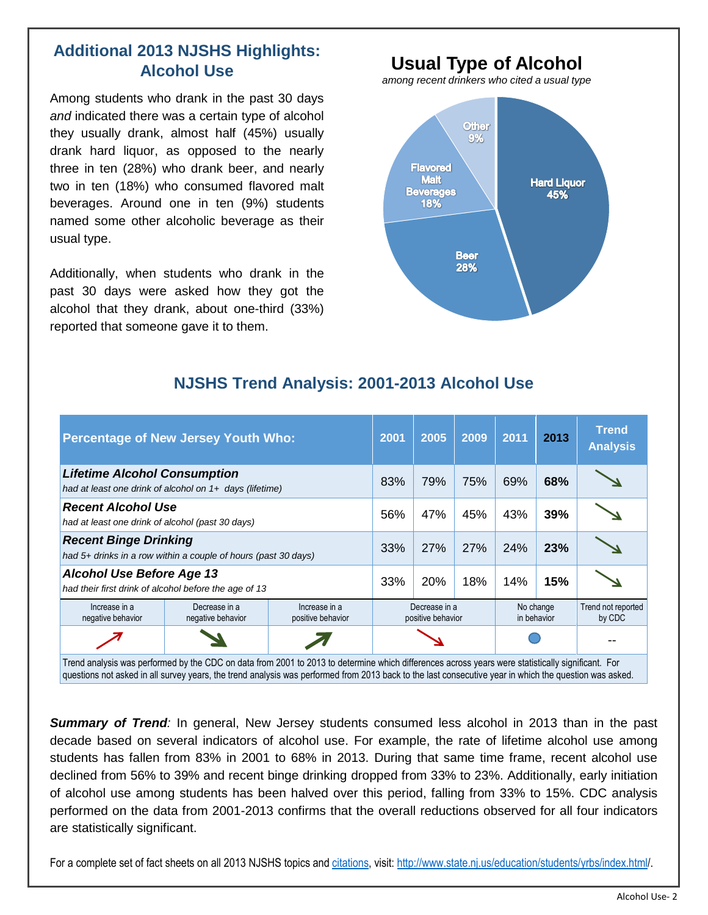## Additional 2013 NJSHS Highlights: Alcohol Use

Among students who drank in the past 30 days *and* indicated there was a certain type of alcohol they usually drank, almost half (45%) usually drank hard liquor, as opposed to the nearly three in ten (28%) who drank beer, and nearly two in ten (18%) who consumed flavored malt beverages. Around one in ten (9%) students named some other alcoholic beverage as their usual type.

Additionally, when students who drank in the past 30 days were asked how they got the alcohol that they drank, about one-third (33%) reported that someone gave it to them.

**Usual Type of Alcohol**

*among recent drinkers who cited a usual type*

Hard Liquor 45%

Beer 28%

Flavored Malt Beverages 18%

Other 9%

## NJSHS Trend Analysis: 2001-2013 Alcohol Use

| Percentage of New Jersey Youth Who: | 2001 | 2005 | 2009 | 2011 | 2013 | Trend Analysis |
|---|---|---|---|---|---|---|
| ***Lifetime Alcohol Consumption*** *had at least one drink of alcohol on 1+ days (lifetime)* | 83% | 79% | 75% | 69% | **68%** | ↘ |
| ***Recent Alcohol Use*** *had at least one drink of alcohol (past 30 days)* | 56% | 47% | 45% | 43% | **39%** | ↘ |
| ***Recent Binge Drinking*** *had 5+ drinks in a row within a couple of hours (past 30 days)* | 33% | 27% | 27% | 24% | **23%** | ↘ |
| ***Alcohol Use Before Age 13*** *had their first drink of alcohol before the age of 13* | 33% | 20% | 18% | 14% | **15%** | ↘ |

| Increase in a negative behavior | Decrease in a negative behavior | Increase in a positive behavior | Decrease in a positive behavior | No change in behavior | Trend not reported by CDC |
|---|---|---|---|---|---|
| ↗ | ↘ | ↗ | ↘ | ● | -- |

Trend analysis was performed by the CDC on data from 2001 to 2013 to determine which differences across years were statistically significant. For questions not asked in all survey years, the trend analysis was performed from 2013 back to the last consecutive year in which the question was asked.

***Summary of Trend****:* In general, New Jersey students consumed less alcohol in 2013 than in the past decade based on several indicators of alcohol use. For example, the rate of lifetime alcohol use among students has fallen from 83% in 2001 to 68% in 2013. During that same time frame, recent alcohol use declined from 56% to 39% and recent binge drinking dropped from 33% to 23%. Additionally, early initiation of alcohol use among students has been halved over this period, falling from 33% to 15%. CDC analysis performed on the data from 2001-2013 confirms that the overall reductions observed for all four indicators are statistically significant.

For a complete set of fact sheets on all 2013 NJSHS topics and citations, visit: http://www.state.nj.us/education/students/yrbs/index.html/.